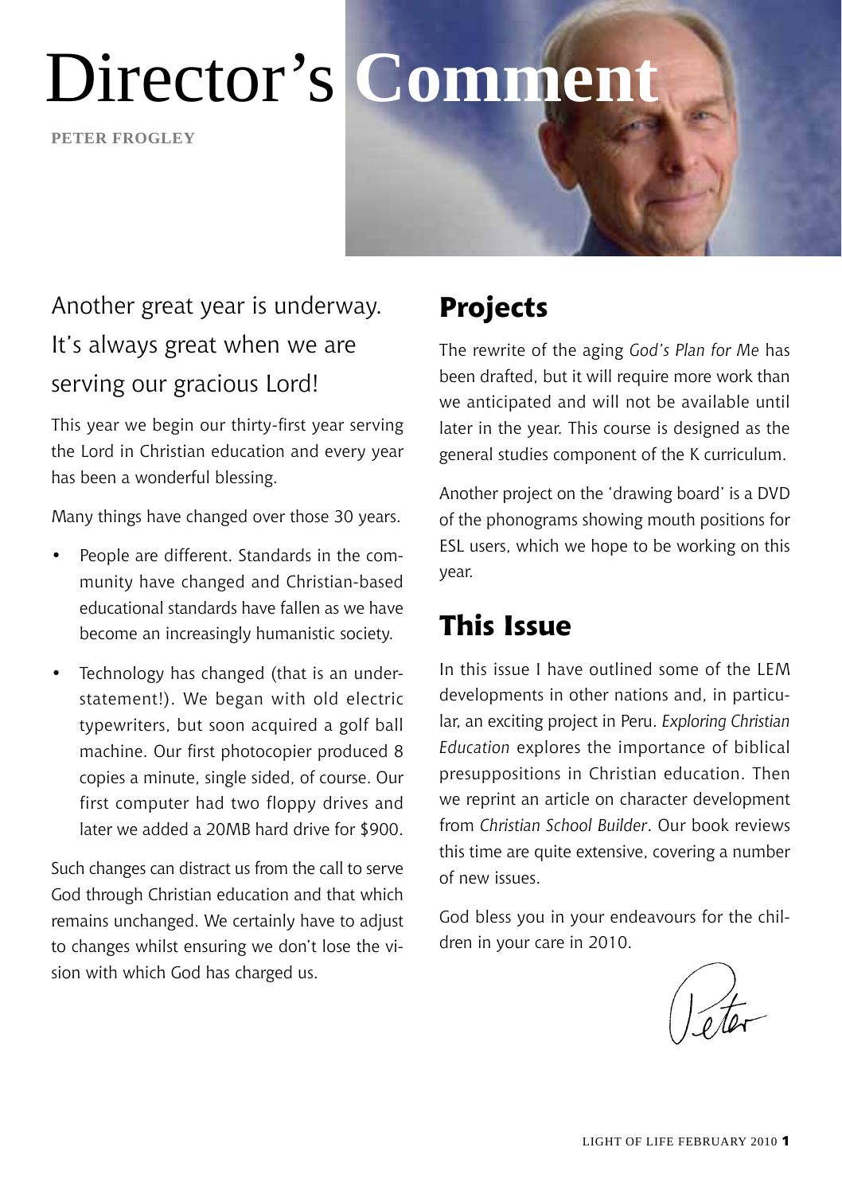# Director's Comment

**PETER FROGLEY**

Another great year is underway. It's always great when we are serving our gracious Lord!

This year we begin our thirty-first year serving the Lord in Christian education and every year has been a wonderful blessing.

Many things have changed over those 30 years.

- People are different. Standards in the community have changed and Christian-based educational standards have fallen as we have become an increasingly humanistic society.
- Technology has changed (that is an understatement!). We began with old electric typewriters, but soon acquired a golf ball machine. Our first photocopier produced 8 copies a minute, single sided, of course. Our first computer had two floppy drives and later we added a 20MB hard drive for $900.

Such changes can distract us from the call to serve God through Christian education and that which remains unchanged. We certainly have to adjust to changes whilst ensuring we don't lose the vision with which God has charged us.

## Projects

The rewrite of the aging *God's Plan for Me* has been drafted, but it will require more work than we anticipated and will not be available until later in the year. This course is designed as the general studies component of the K curriculum.

Another project on the 'drawing board' is a DVD of the phonograms showing mouth positions for ESL users, which we hope to be working on this year.

## This Issue

In this issue I have outlined some of the LEM developments in other nations and, in particular, an exciting project in Peru. *Exploring Christian Education* explores the importance of biblical presuppositions in Christian education. Then we reprint an article on character development from *Christian School Builder*. Our book reviews this time are quite extensive, covering a number of new issues.

God bless you in your endeavours for the children in your care in 2010.

Peter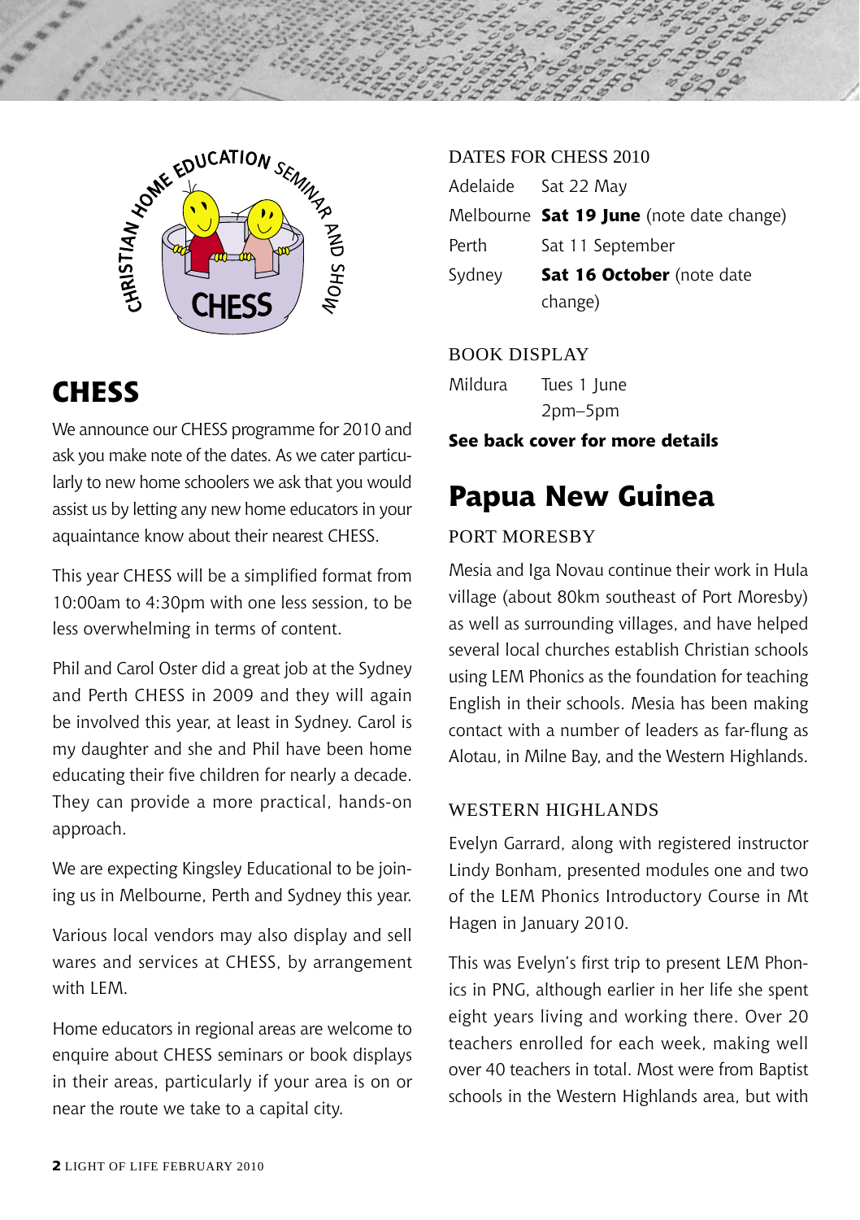## CHESS

We announce our CHESS programme for 2010 and ask you make note of the dates. As we cater particularly to new home schoolers we ask that you would assist us by letting any new home educators in your aquaintance know about their nearest CHESS.

This year CHESS will be a simplified format from 10:00am to 4:30pm with one less session, to be less overwhelming in terms of content.

Phil and Carol Oster did a great job at the Sydney and Perth CHESS in 2009 and they will again be involved this year, at least in Sydney. Carol is my daughter and she and Phil have been home educating their five children for nearly a decade. They can provide a more practical, hands-on approach.

We are expecting Kingsley Educational to be joining us in Melbourne, Perth and Sydney this year.

Various local vendors may also display and sell wares and services at CHESS, by arrangement with LEM.

Home educators in regional areas are welcome to enquire about CHESS seminars or book displays in their areas, particularly if your area is on or near the route we take to a capital city.

### DATES FOR CHESS 2010

| | |
|---|---|
| Adelaide | Sat 22 May |
| Melbourne | **Sat 19 June** (note date change) |
| Perth | Sat 11 September |
| Sydney | **Sat 16 October** (note date change) |

### BOOK DISPLAY

| | |
|---|---|
| Mildura | Tues 1 June 2pm–5pm |

**See back cover for more details**

## Papua New Guinea

### PORT MORESBY

Mesia and Iga Novau continue their work in Hula village (about 80km southeast of Port Moresby) as well as surrounding villages, and have helped several local churches establish Christian schools using LEM Phonics as the foundation for teaching English in their schools. Mesia has been making contact with a number of leaders as far-flung as Alotau, in Milne Bay, and the Western Highlands.

### WESTERN HIGHLANDS

Evelyn Garrard, along with registered instructor Lindy Bonham, presented modules one and two of the LEM Phonics Introductory Course in Mt Hagen in January 2010.

This was Evelyn's first trip to present LEM Phonics in PNG, although earlier in her life she spent eight years living and working there. Over 20 teachers enrolled for each week, making well over 40 teachers in total. Most were from Baptist schools in the Western Highlands area, but with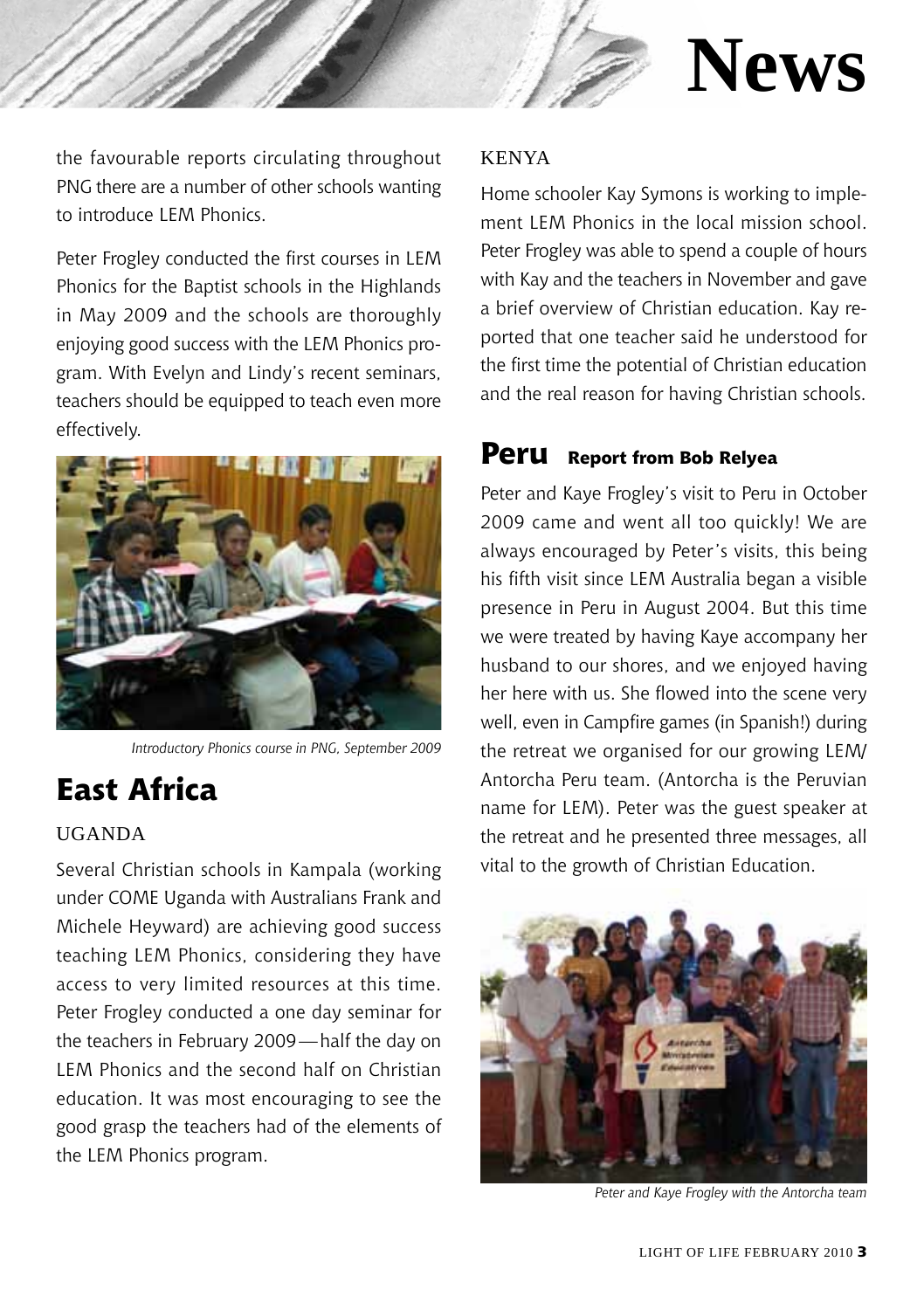the favourable reports circulating throughout PNG there are a number of other schools wanting to introduce LEM Phonics.

Peter Frogley conducted the first courses in LEM Phonics for the Baptist schools in the Highlands in May 2009 and the schools are thoroughly enjoying good success with the LEM Phonics program. With Evelyn and Lindy's recent seminars, teachers should be equipped to teach even more effectively.

*Introductory Phonics course in PNG, September 2009*

## East Africa

### UGANDA

Several Christian schools in Kampala (working under COME Uganda with Australians Frank and Michele Heyward) are achieving good success teaching LEM Phonics, considering they have access to very limited resources at this time. Peter Frogley conducted a one day seminar for the teachers in February 2009—half the day on LEM Phonics and the second half on Christian education. It was most encouraging to see the good grasp the teachers had of the elements of the LEM Phonics program.

### KENYA

Home schooler Kay Symons is working to implement LEM Phonics in the local mission school. Peter Frogley was able to spend a couple of hours with Kay and the teachers in November and gave a brief overview of Christian education. Kay reported that one teacher said he understood for the first time the potential of Christian education and the real reason for having Christian schools.

## Peru **Report from Bob Relyea**

Peter and Kaye Frogley's visit to Peru in October 2009 came and went all too quickly! We are always encouraged by Peter's visits, this being his fifth visit since LEM Australia began a visible presence in Peru in August 2004. But this time we were treated by having Kaye accompany her husband to our shores, and we enjoyed having her here with us. She flowed into the scene very well, even in Campfire games (in Spanish!) during the retreat we organised for our growing LEM/Antorcha Peru team. (Antorcha is the Peruvian name for LEM). Peter was the guest speaker at the retreat and he presented three messages, all vital to the growth of Christian Education.

*Peter and Kaye Frogley with the Antorcha team*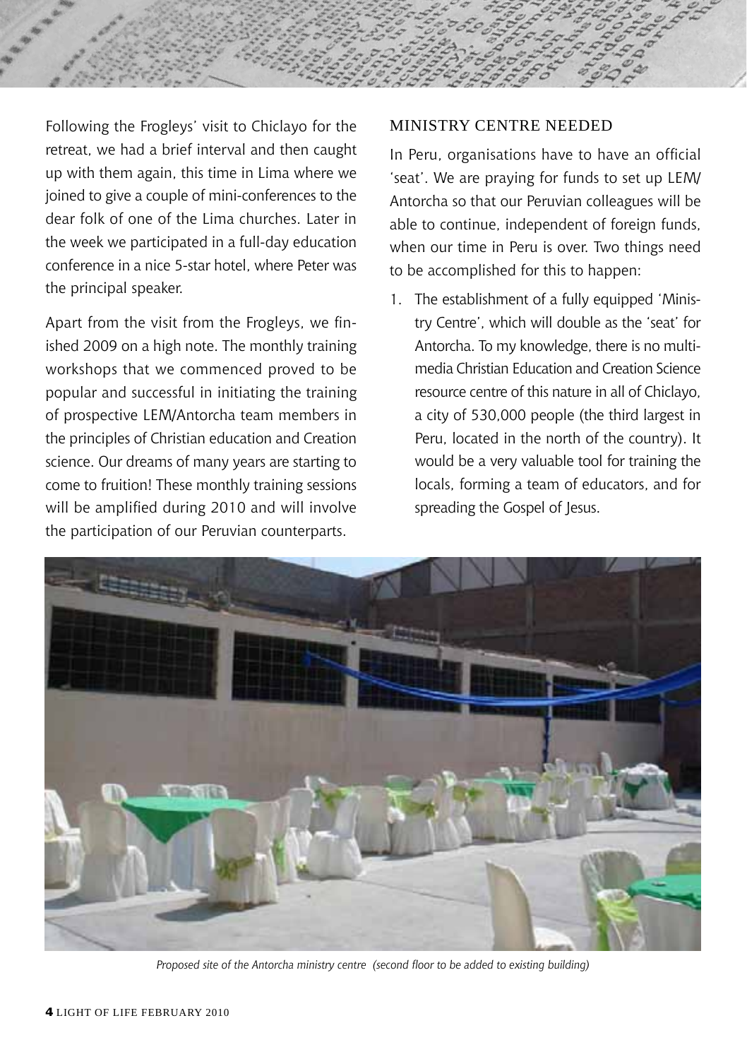Following the Frogleys' visit to Chiclayo for the retreat, we had a brief interval and then caught up with them again, this time in Lima where we joined to give a couple of mini-conferences to the dear folk of one of the Lima churches. Later in the week we participated in a full-day education conference in a nice 5-star hotel, where Peter was the principal speaker.

Apart from the visit from the Frogleys, we finished 2009 on a high note. The monthly training workshops that we commenced proved to be popular and successful in initiating the training of prospective LEM/Antorcha team members in the principles of Christian education and Creation science. Our dreams of many years are starting to come to fruition! These monthly training sessions will be amplified during 2010 and will involve the participation of our Peruvian counterparts.

## MINISTRY CENTRE NEEDED

In Peru, organisations have to have an official 'seat'. We are praying for funds to set up LEM/ Antorcha so that our Peruvian colleagues will be able to continue, independent of foreign funds, when our time in Peru is over. Two things need to be accomplished for this to happen:

1. The establishment of a fully equipped 'Ministry Centre', which will double as the 'seat' for Antorcha. To my knowledge, there is no multimedia Christian Education and Creation Science resource centre of this nature in all of Chiclayo, a city of 530,000 people (the third largest in Peru, located in the north of the country). It would be a very valuable tool for training the locals, forming a team of educators, and for spreading the Gospel of Jesus.

*Proposed site of the Antorcha ministry centre (second floor to be added to existing building)*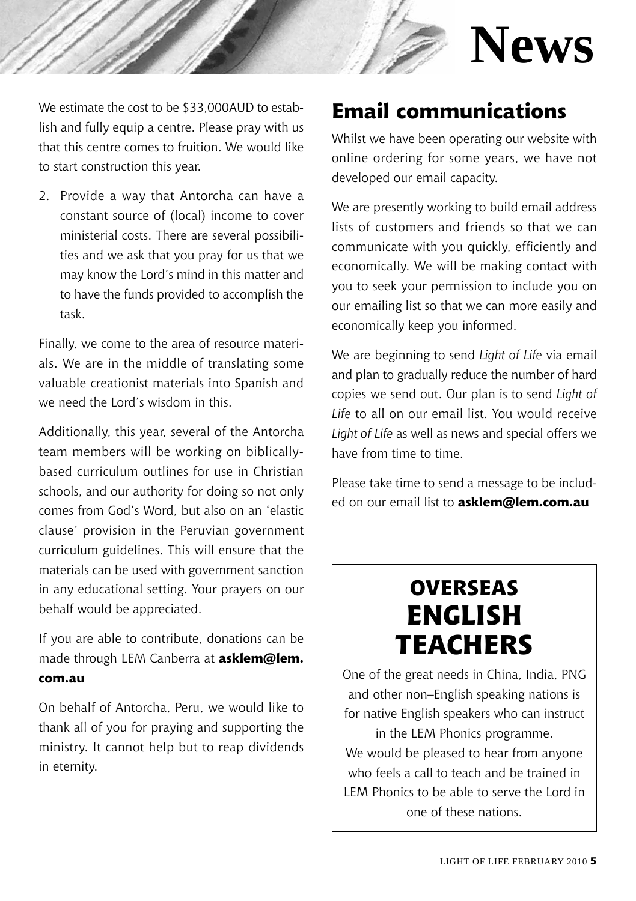# News

We estimate the cost to be $33,000AUD to establish and fully equip a centre. Please pray with us that this centre comes to fruition. We would like to start construction this year.

2. Provide a way that Antorcha can have a constant source of (local) income to cover ministerial costs. There are several possibilities and we ask that you pray for us that we may know the Lord's mind in this matter and to have the funds provided to accomplish the task.

Finally, we come to the area of resource materials. We are in the middle of translating some valuable creationist materials into Spanish and we need the Lord's wisdom in this.

Additionally, this year, several of the Antorcha team members will be working on biblically-based curriculum outlines for use in Christian schools, and our authority for doing so not only comes from God's Word, but also on an 'elastic clause' provision in the Peruvian government curriculum guidelines. This will ensure that the materials can be used with government sanction in any educational setting. Your prayers on our behalf would be appreciated.

If you are able to contribute, donations can be made through LEM Canberra at **asklem@lem.com.au**

On behalf of Antorcha, Peru, we would like to thank all of you for praying and supporting the ministry. It cannot help but to reap dividends in eternity.

## Email communications

Whilst we have been operating our website with online ordering for some years, we have not developed our email capacity.

We are presently working to build email address lists of customers and friends so that we can communicate with you quickly, efficiently and economically. We will be making contact with you to seek your permission to include you on our emailing list so that we can more easily and economically keep you informed.

We are beginning to send *Light of Life* via email and plan to gradually reduce the number of hard copies we send out. Our plan is to send *Light of Life* to all on our email list. You would receive *Light of Life* as well as news and special offers we have from time to time.

Please take time to send a message to be included on our email list to **asklem@lem.com.au**

## OVERSEAS ENGLISH TEACHERS

One of the great needs in China, India, PNG and other non–English speaking nations is for native English speakers who can instruct in the LEM Phonics programme.

We would be pleased to hear from anyone who feels a call to teach and be trained in LEM Phonics to be able to serve the Lord in one of these nations.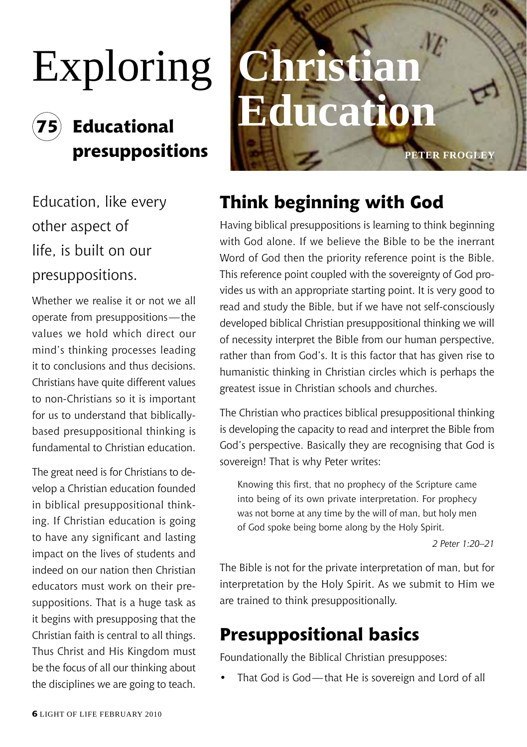# Exploring Christian Education

## 75 Educational presuppositions

PETER FROGLEY

Education, like every other aspect of life, is built on our presuppositions.

Whether we realise it or not we all operate from presuppositions—the values we hold which direct our mind's thinking processes leading it to conclusions and thus decisions. Christians have quite different values to non-Christians so it is important for us to understand that biblically-based presuppositional thinking is fundamental to Christian education.

The great need is for Christians to develop a Christian education founded in biblical presuppositional thinking. If Christian education is going to have any significant and lasting impact on the lives of students and indeed on our nation then Christian educators must work on their presuppositions. That is a huge task as it begins with presupposing that the Christian faith is central to all things. Thus Christ and His Kingdom must be the focus of all our thinking about the disciplines we are going to teach.

## Think beginning with God

Having biblical presuppositions is learning to think beginning with God alone. If we believe the Bible to be the inerrant Word of God then the priority reference point is the Bible. This reference point coupled with the sovereignty of God provides us with an appropriate starting point. It is very good to read and study the Bible, but if we have not self-consciously developed biblical Christian presuppositional thinking we will of necessity interpret the Bible from our human perspective, rather than from God's. It is this factor that has given rise to humanistic thinking in Christian circles which is perhaps the greatest issue in Christian schools and churches.

The Christian who practices biblical presuppositional thinking is developing the capacity to read and interpret the Bible from God's perspective. Basically they are recognising that God is sovereign! That is why Peter writes:

> Knowing this first, that no prophecy of the Scripture came into being of its own private interpretation. For prophecy was not borne at any time by the will of man, but holy men of God spoke being borne along by the Holy Spirit.
>
> *2 Peter 1:20–21*

The Bible is not for the private interpretation of man, but for interpretation by the Holy Spirit. As we submit to Him we are trained to think presuppositionally.

## Presuppositional basics

Foundationally the Biblical Christian presupposes:

- That God is God—that He is sovereign and Lord of all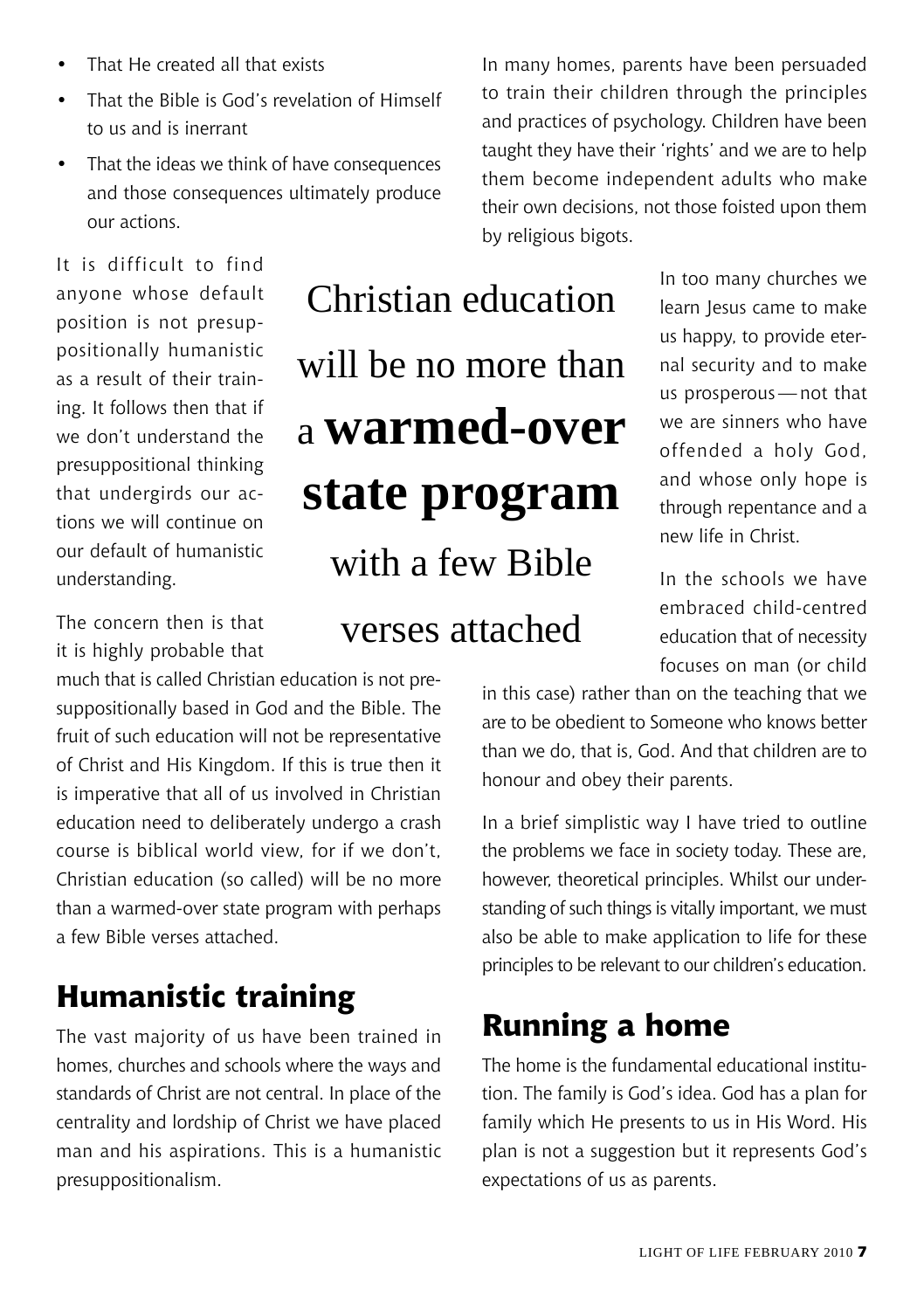- That He created all that exists
- That the Bible is God's revelation of Himself to us and is inerrant
- That the ideas we think of have consequences and those consequences ultimately produce our actions.

It is difficult to find anyone whose default position is not presuppositionally humanistic as a result of their training. It follows then that if we don't understand the presuppositional thinking that undergirds our actions we will continue on our default of humanistic understanding.

The concern then is that it is highly probable that much that is called Christian education is not presuppositionally based in God and the Bible. The fruit of such education will not be representative of Christ and His Kingdom. If this is true then it is imperative that all of us involved in Christian education need to deliberately undergo a crash course is biblical world view, for if we don't, Christian education (so called) will be no more than a warmed-over state program with perhaps a few Bible verses attached.

> Christian education will be no more than a **warmed-over state program** with a few Bible verses attached

## Humanistic training

The vast majority of us have been trained in homes, churches and schools where the ways and standards of Christ are not central. In place of the centrality and lordship of Christ we have placed man and his aspirations. This is a humanistic presuppositionalism.

In many homes, parents have been persuaded to train their children through the principles and practices of psychology. Children have been taught they have their 'rights' and we are to help them become independent adults who make their own decisions, not those foisted upon them by religious bigots.

In too many churches we learn Jesus came to make us happy, to provide eternal security and to make us prosperous — not that we are sinners who have offended a holy God, and whose only hope is through repentance and a new life in Christ.

In the schools we have embraced child-centred education that of necessity focuses on man (or child in this case) rather than on the teaching that we are to be obedient to Someone who knows better than we do, that is, God. And that children are to honour and obey their parents.

In a brief simplistic way I have tried to outline the problems we face in society today. These are, however, theoretical principles. Whilst our understanding of such things is vitally important, we must also be able to make application to life for these principles to be relevant to our children's education.

## Running a home

The home is the fundamental educational institution. The family is God's idea. God has a plan for family which He presents to us in His Word. His plan is not a suggestion but it represents God's expectations of us as parents.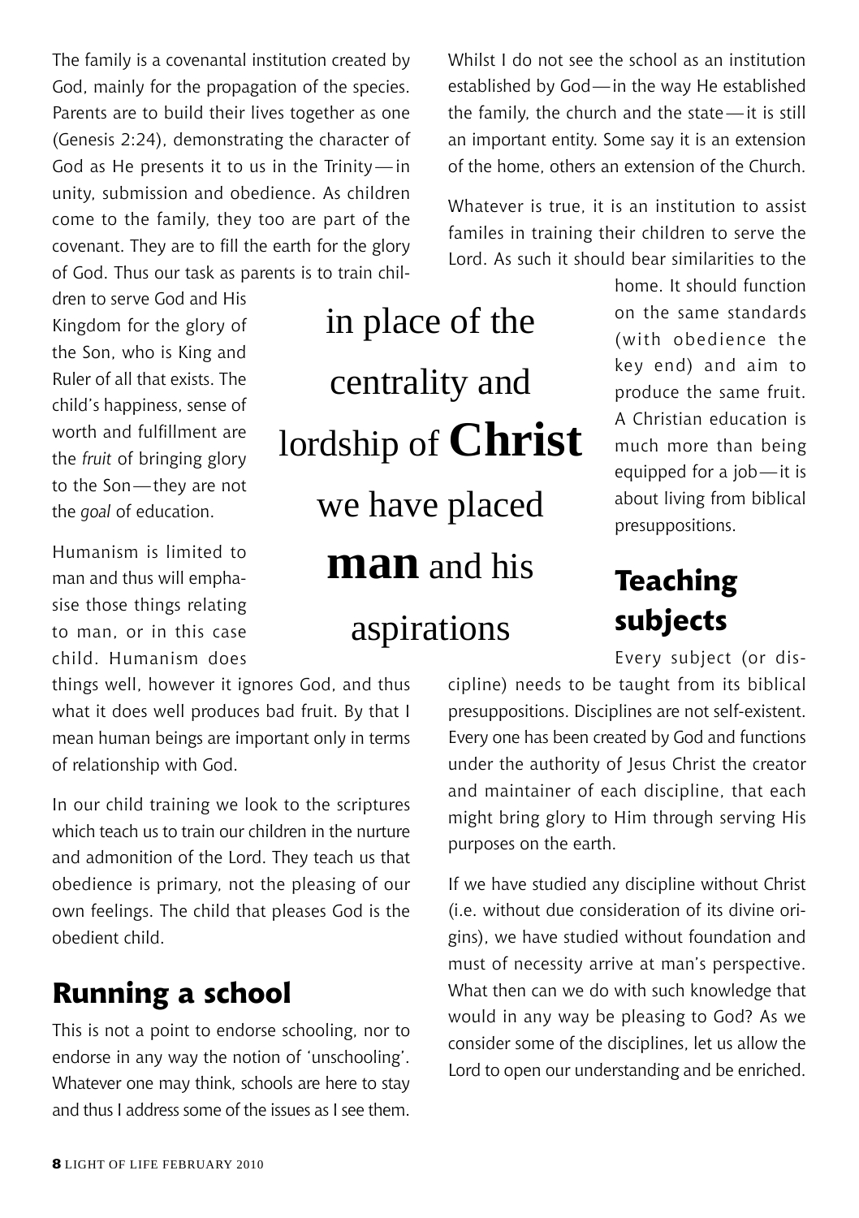The family is a covenantal institution created by God, mainly for the propagation of the species. Parents are to build their lives together as one (Genesis 2:24), demonstrating the character of God as He presents it to us in the Trinity—in unity, submission and obedience. As children come to the family, they too are part of the covenant. They are to fill the earth for the glory of God. Thus our task as parents is to train children to serve God and His Kingdom for the glory of the Son, who is King and Ruler of all that exists. The child's happiness, sense of worth and fulfillment are the *fruit* of bringing glory to the Son—they are not the *goal* of education.

Humanism is limited to man and thus will emphasise those things relating to man, or in this case child. Humanism does things well, however it ignores God, and thus what it does well produces bad fruit. By that I mean human beings are important only in terms of relationship with God.

In our child training we look to the scriptures which teach us to train our children in the nurture and admonition of the Lord. They teach us that obedience is primary, not the pleasing of our own feelings. The child that pleases God is the obedient child.

> in place of the centrality and lordship of **Christ** we have placed **man** and his aspirations

## Running a school

This is not a point to endorse schooling, nor to endorse in any way the notion of 'unschooling'. Whatever one may think, schools are here to stay and thus I address some of the issues as I see them.

Whilst I do not see the school as an institution established by God—in the way He established the family, the church and the state—it is still an important entity. Some say it is an extension of the home, others an extension of the Church.

Whatever is true, it is an institution to assist familes in training their children to serve the Lord. As such it should bear similarities to the home. It should function on the same standards (with obedience the key end) and aim to produce the same fruit. A Christian education is much more than being equipped for a job—it is about living from biblical presuppositions.

## Teaching subjects

Every subject (or discipline) needs to be taught from its biblical presuppositions. Disciplines are not self-existent. Every one has been created by God and functions under the authority of Jesus Christ the creator and maintainer of each discipline, that each might bring glory to Him through serving His purposes on the earth.

If we have studied any discipline without Christ (i.e. without due consideration of its divine origins), we have studied without foundation and must of necessity arrive at man's perspective. What then can we do with such knowledge that would in any way be pleasing to God? As we consider some of the disciplines, let us allow the Lord to open our understanding and be enriched.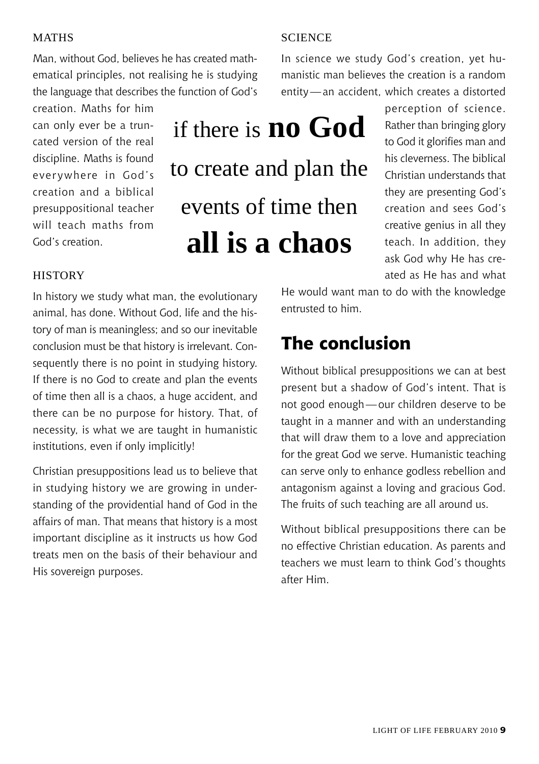### MATHS

Man, without God, believes he has created mathematical principles, not realising he is studying the language that describes the function of God's creation. Maths for him can only ever be a truncated version of the real discipline. Maths is found everywhere in God's creation and a biblical presuppositional teacher will teach maths from God's creation.

### HISTORY

In history we study what man, the evolutionary animal, has done. Without God, life and the history of man is meaningless; and so our inevitable conclusion must be that history is irrelevant. Consequently there is no point in studying history. If there is no God to create and plan the events of time then all is a chaos, a huge accident, and there can be no purpose for history. That, of necessity, is what we are taught in humanistic institutions, even if only implicitly!

Christian presuppositions lead us to believe that in studying history we are growing in understanding of the providential hand of God in the affairs of man. That means that history is a most important discipline as it instructs us how God treats men on the basis of their behaviour and His sovereign purposes.

if there is **no God** to create and plan the events of time then **all is a chaos**

### SCIENCE

In science we study God's creation, yet humanistic man believes the creation is a random entity—an accident, which creates a distorted perception of science. Rather than bringing glory to God it glorifies man and his cleverness. The biblical Christian understands that they are presenting God's creation and sees God's creative genius in all they teach. In addition, they ask God why He has created as He has and what He would want man to do with the knowledge entrusted to him.

## The conclusion

Without biblical presuppositions we can at best present but a shadow of God's intent. That is not good enough—our children deserve to be taught in a manner and with an understanding that will draw them to a love and appreciation for the great God we serve. Humanistic teaching can serve only to enhance godless rebellion and antagonism against a loving and gracious God. The fruits of such teaching are all around us.

Without biblical presuppositions there can be no effective Christian education. As parents and teachers we must learn to think God's thoughts after Him.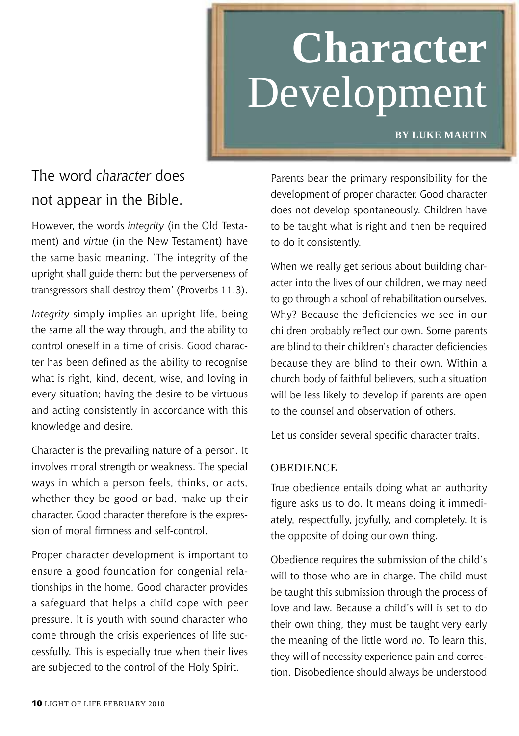# Character Development

**BY LUKE MARTIN**

## The word *character* does not appear in the Bible.

However, the words *integrity* (in the Old Testament) and *virtue* (in the New Testament) have the same basic meaning. 'The integrity of the upright shall guide them: but the perverseness of transgressors shall destroy them' (Proverbs 11:3).

*Integrity* simply implies an upright life, being the same all the way through, and the ability to control oneself in a time of crisis. Good character has been defined as the ability to recognise what is right, kind, decent, wise, and loving in every situation; having the desire to be virtuous and acting consistently in accordance with this knowledge and desire.

Character is the prevailing nature of a person. It involves moral strength or weakness. The special ways in which a person feels, thinks, or acts, whether they be good or bad, make up their character. Good character therefore is the expression of moral firmness and self-control.

Proper character development is important to ensure a good foundation for congenial relationships in the home. Good character provides a safeguard that helps a child cope with peer pressure. It is youth with sound character who come through the crisis experiences of life successfully. This is especially true when their lives are subjected to the control of the Holy Spirit.

Parents bear the primary responsibility for the development of proper character. Good character does not develop spontaneously. Children have to be taught what is right and then be required to do it consistently.

When we really get serious about building character into the lives of our children, we may need to go through a school of rehabilitation ourselves. Why? Because the deficiencies we see in our children probably reflect our own. Some parents are blind to their children's character deficiencies because they are blind to their own. Within a church body of faithful believers, such a situation will be less likely to develop if parents are open to the counsel and observation of others.

Let us consider several specific character traits.

### OBEDIENCE

True obedience entails doing what an authority figure asks us to do. It means doing it immediately, respectfully, joyfully, and completely. It is the opposite of doing our own thing.

Obedience requires the submission of the child's will to those who are in charge. The child must be taught this submission through the process of love and law. Because a child's will is set to do their own thing, they must be taught very early the meaning of the little word *no*. To learn this, they will of necessity experience pain and correction. Disobedience should always be understood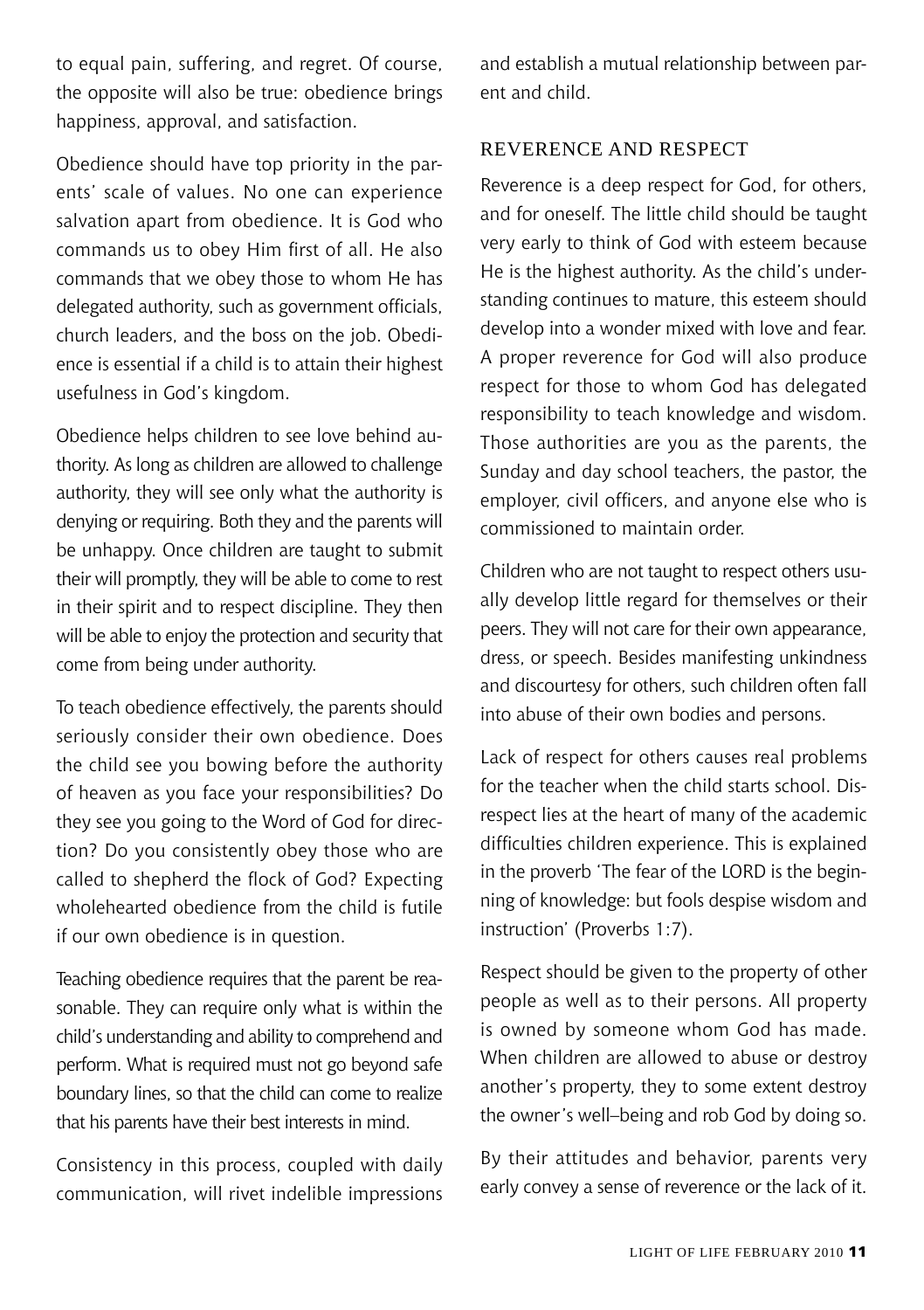to equal pain, suffering, and regret. Of course, the opposite will also be true: obedience brings happiness, approval, and satisfaction.

Obedience should have top priority in the parents' scale of values. No one can experience salvation apart from obedience. It is God who commands us to obey Him first of all. He also commands that we obey those to whom He has delegated authority, such as government officials, church leaders, and the boss on the job. Obedience is essential if a child is to attain their highest usefulness in God's kingdom.

Obedience helps children to see love behind authority. As long as children are allowed to challenge authority, they will see only what the authority is denying or requiring. Both they and the parents will be unhappy. Once children are taught to submit their will promptly, they will be able to come to rest in their spirit and to respect discipline. They then will be able to enjoy the protection and security that come from being under authority.

To teach obedience effectively, the parents should seriously consider their own obedience. Does the child see you bowing before the authority of heaven as you face your responsibilities? Do they see you going to the Word of God for direction? Do you consistently obey those who are called to shepherd the flock of God? Expecting wholehearted obedience from the child is futile if our own obedience is in question.

Teaching obedience requires that the parent be reasonable. They can require only what is within the child's understanding and ability to comprehend and perform. What is required must not go beyond safe boundary lines, so that the child can come to realize that his parents have their best interests in mind.

Consistency in this process, coupled with daily communication, will rivet indelible impressions and establish a mutual relationship between parent and child.

## REVERENCE AND RESPECT

Reverence is a deep respect for God, for others, and for oneself. The little child should be taught very early to think of God with esteem because He is the highest authority. As the child's understanding continues to mature, this esteem should develop into a wonder mixed with love and fear. A proper reverence for God will also produce respect for those to whom God has delegated responsibility to teach knowledge and wisdom. Those authorities are you as the parents, the Sunday and day school teachers, the pastor, the employer, civil officers, and anyone else who is commissioned to maintain order.

Children who are not taught to respect others usually develop little regard for themselves or their peers. They will not care for their own appearance, dress, or speech. Besides manifesting unkindness and discourtesy for others, such children often fall into abuse of their own bodies and persons.

Lack of respect for others causes real problems for the teacher when the child starts school. Disrespect lies at the heart of many of the academic difficulties children experience. This is explained in the proverb 'The fear of the LORD is the beginning of knowledge: but fools despise wisdom and instruction' (Proverbs 1:7).

Respect should be given to the property of other people as well as to their persons. All property is owned by someone whom God has made. When children are allowed to abuse or destroy another's property, they to some extent destroy the owner's well–being and rob God by doing so.

By their attitudes and behavior, parents very early convey a sense of reverence or the lack of it.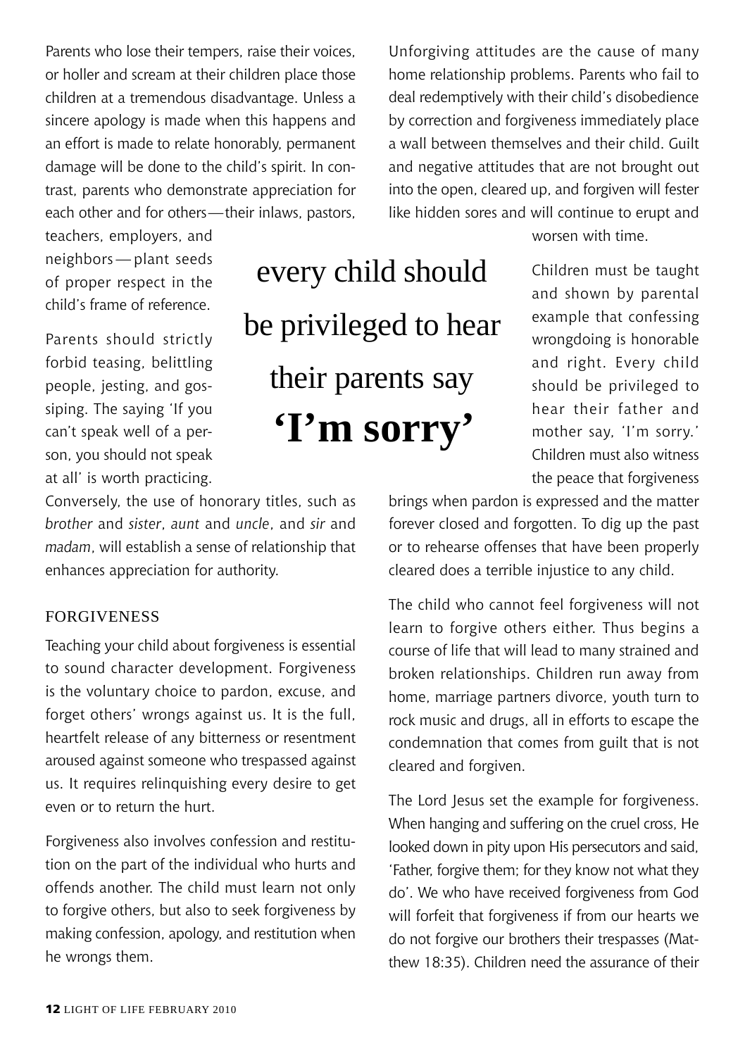Parents who lose their tempers, raise their voices, or holler and scream at their children place those children at a tremendous disadvantage. Unless a sincere apology is made when this happens and an effort is made to relate honorably, permanent damage will be done to the child's spirit. In contrast, parents who demonstrate appreciation for each other and for others—their inlaws, pastors, teachers, employers, and neighbors—plant seeds of proper respect in the child's frame of reference.

Parents should strictly forbid teasing, belittling people, jesting, and gossiping. The saying 'If you can't speak well of a person, you should not speak at all' is worth practicing. Conversely, the use of honorary titles, such as *brother* and *sister*, *aunt* and *uncle*, and *sir* and *madam*, will establish a sense of relationship that enhances appreciation for authority.

## FORGIVENESS

Teaching your child about forgiveness is essential to sound character development. Forgiveness is the voluntary choice to pardon, excuse, and forget others' wrongs against us. It is the full, heartfelt release of any bitterness or resentment aroused against someone who trespassed against us. It requires relinquishing every desire to get even or to return the hurt.

Forgiveness also involves confession and restitution on the part of the individual who hurts and offends another. The child must learn not only to forgive others, but also to seek forgiveness by making confession, apology, and restitution when he wrongs them.

Unforgiving attitudes are the cause of many home relationship problems. Parents who fail to deal redemptively with their child's disobedience by correction and forgiveness immediately place a wall between themselves and their child. Guilt and negative attitudes that are not brought out into the open, cleared up, and forgiven will fester like hidden sores and will continue to erupt and worsen with time.

> every child should be privileged to hear their parents say **'I'm sorry'**

Children must be taught and shown by parental example that confessing wrongdoing is honorable and right. Every child should be privileged to hear their father and mother say, 'I'm sorry.' Children must also witness the peace that forgiveness brings when pardon is expressed and the matter forever closed and forgotten. To dig up the past or to rehearse offenses that have been properly cleared does a terrible injustice to any child.

The child who cannot feel forgiveness will not learn to forgive others either. Thus begins a course of life that will lead to many strained and broken relationships. Children run away from home, marriage partners divorce, youth turn to rock music and drugs, all in efforts to escape the condemnation that comes from guilt that is not cleared and forgiven.

The Lord Jesus set the example for forgiveness. When hanging and suffering on the cruel cross, He looked down in pity upon His persecutors and said, 'Father, forgive them; for they know not what they do'. We who have received forgiveness from God will forfeit that forgiveness if from our hearts we do not forgive our brothers their trespasses (Matthew 18:35). Children need the assurance of their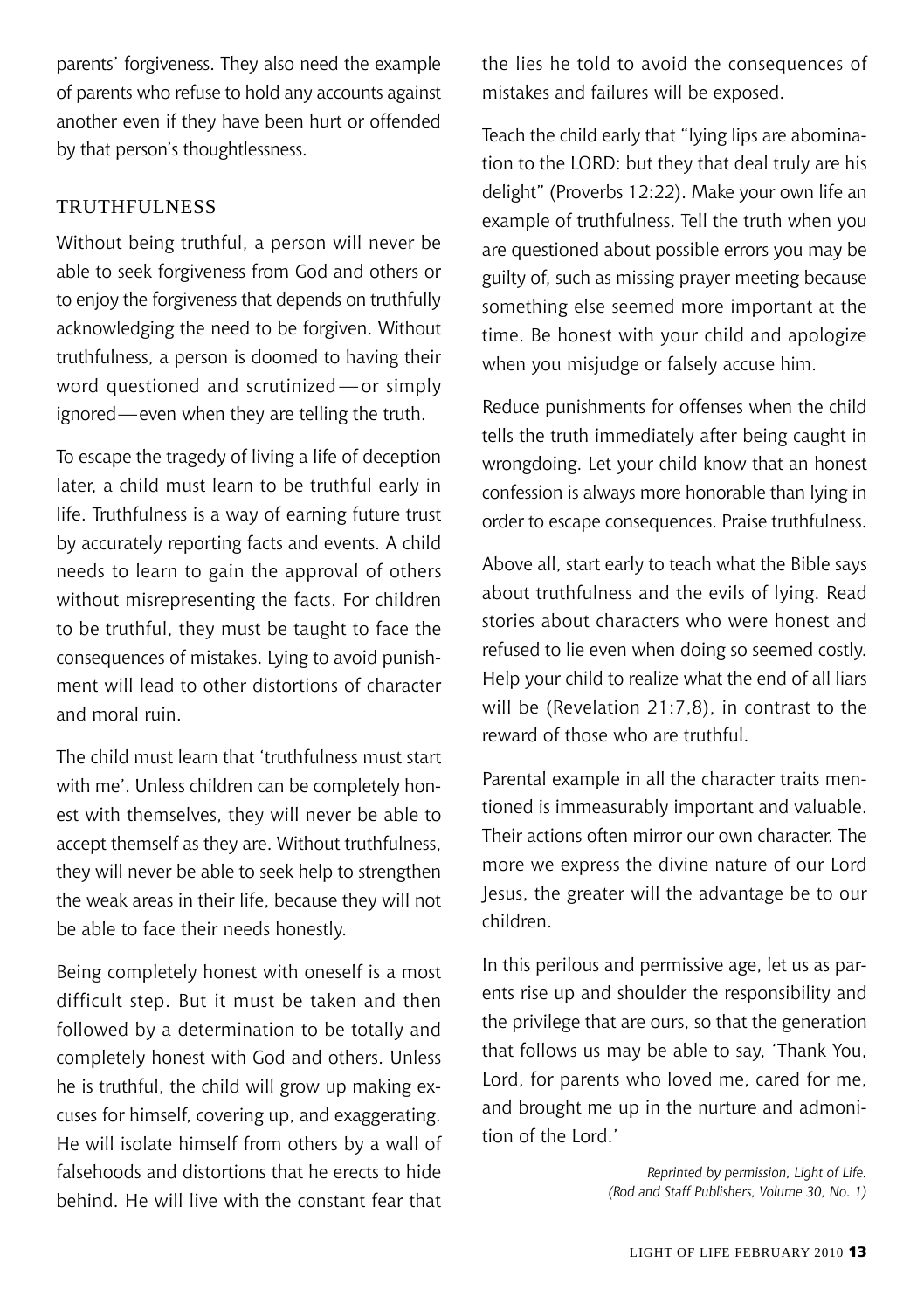parents' forgiveness. They also need the example of parents who refuse to hold any accounts against another even if they have been hurt or offended by that person's thoughtlessness.

### TRUTHFULNESS

Without being truthful, a person will never be able to seek forgiveness from God and others or to enjoy the forgiveness that depends on truthfully acknowledging the need to be forgiven. Without truthfulness, a person is doomed to having their word questioned and scrutinized—or simply ignored—even when they are telling the truth.

To escape the tragedy of living a life of deception later, a child must learn to be truthful early in life. Truthfulness is a way of earning future trust by accurately reporting facts and events. A child needs to learn to gain the approval of others without misrepresenting the facts. For children to be truthful, they must be taught to face the consequences of mistakes. Lying to avoid punishment will lead to other distortions of character and moral ruin.

The child must learn that 'truthfulness must start with me'. Unless children can be completely honest with themselves, they will never be able to accept themself as they are. Without truthfulness, they will never be able to seek help to strengthen the weak areas in their life, because they will not be able to face their needs honestly.

Being completely honest with oneself is a most difficult step. But it must be taken and then followed by a determination to be totally and completely honest with God and others. Unless he is truthful, the child will grow up making excuses for himself, covering up, and exaggerating. He will isolate himself from others by a wall of falsehoods and distortions that he erects to hide behind. He will live with the constant fear that the lies he told to avoid the consequences of mistakes and failures will be exposed.

Teach the child early that "lying lips are abomination to the LORD: but they that deal truly are his delight" (Proverbs 12:22). Make your own life an example of truthfulness. Tell the truth when you are questioned about possible errors you may be guilty of, such as missing prayer meeting because something else seemed more important at the time. Be honest with your child and apologize when you misjudge or falsely accuse him.

Reduce punishments for offenses when the child tells the truth immediately after being caught in wrongdoing. Let your child know that an honest confession is always more honorable than lying in order to escape consequences. Praise truthfulness.

Above all, start early to teach what the Bible says about truthfulness and the evils of lying. Read stories about characters who were honest and refused to lie even when doing so seemed costly. Help your child to realize what the end of all liars will be (Revelation 21:7,8), in contrast to the reward of those who are truthful.

Parental example in all the character traits mentioned is immeasurably important and valuable. Their actions often mirror our own character. The more we express the divine nature of our Lord Jesus, the greater will the advantage be to our children.

In this perilous and permissive age, let us as parents rise up and shoulder the responsibility and the privilege that are ours, so that the generation that follows us may be able to say, 'Thank You, Lord, for parents who loved me, cared for me, and brought me up in the nurture and admonition of the Lord.'

*Reprinted by permission, Light of Life.*
*(Rod and Staff Publishers, Volume 30, No. 1)*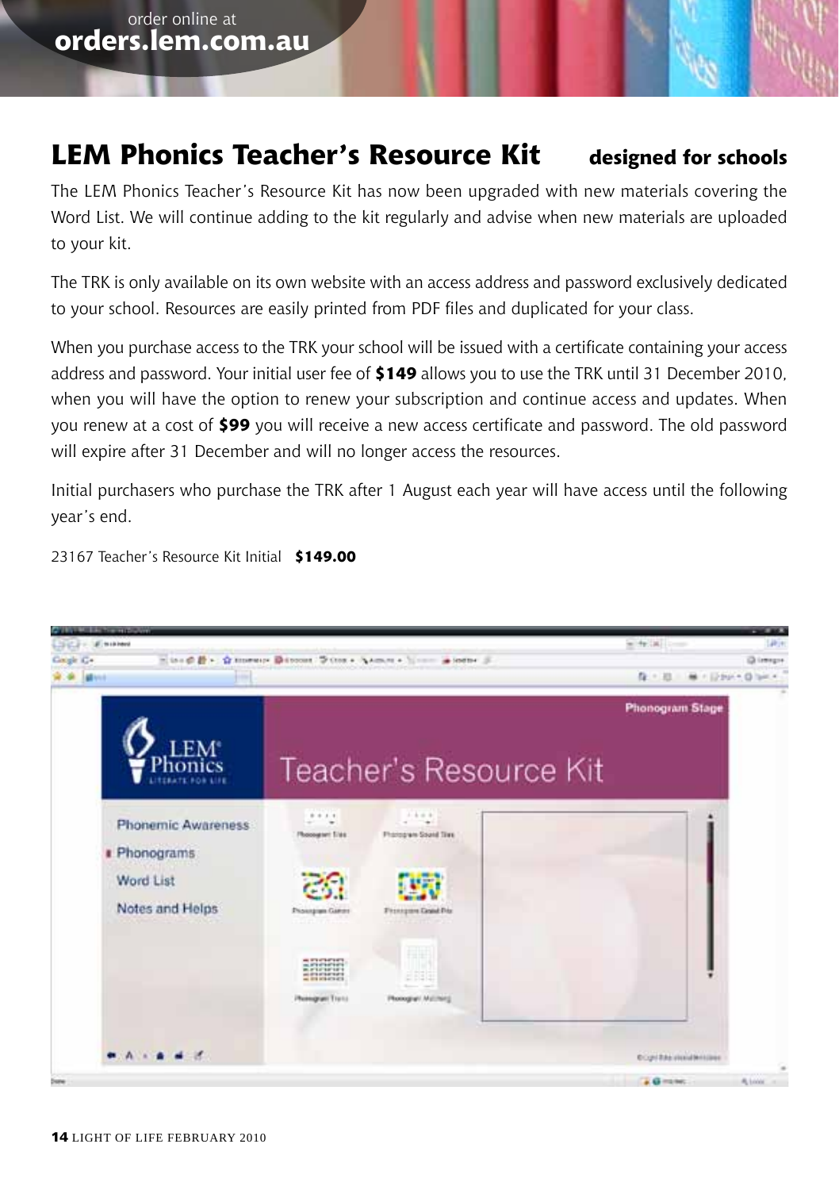order online at **orders.lem.com.au**

## LEM Phonics Teacher's Resource Kit — designed for schools

The LEM Phonics Teacher's Resource Kit has now been upgraded with new materials covering the Word List. We will continue adding to the kit regularly and advise when new materials are uploaded to your kit.

The TRK is only available on its own website with an access address and password exclusively dedicated to your school. Resources are easily printed from PDF files and duplicated for your class.

When you purchase access to the TRK your school will be issued with a certificate containing your access address and password. Your initial user fee of **$149** allows you to use the TRK until 31 December 2010, when you will have the option to renew your subscription and continue access and updates. When you renew at a cost of **$99** you will receive a new access certificate and password. The old password will expire after 31 December and will no longer access the resources.

Initial purchasers who purchase the TRK after 1 August each year will have access until the following year's end.

23167 Teacher's Resource Kit Initial **$149.00**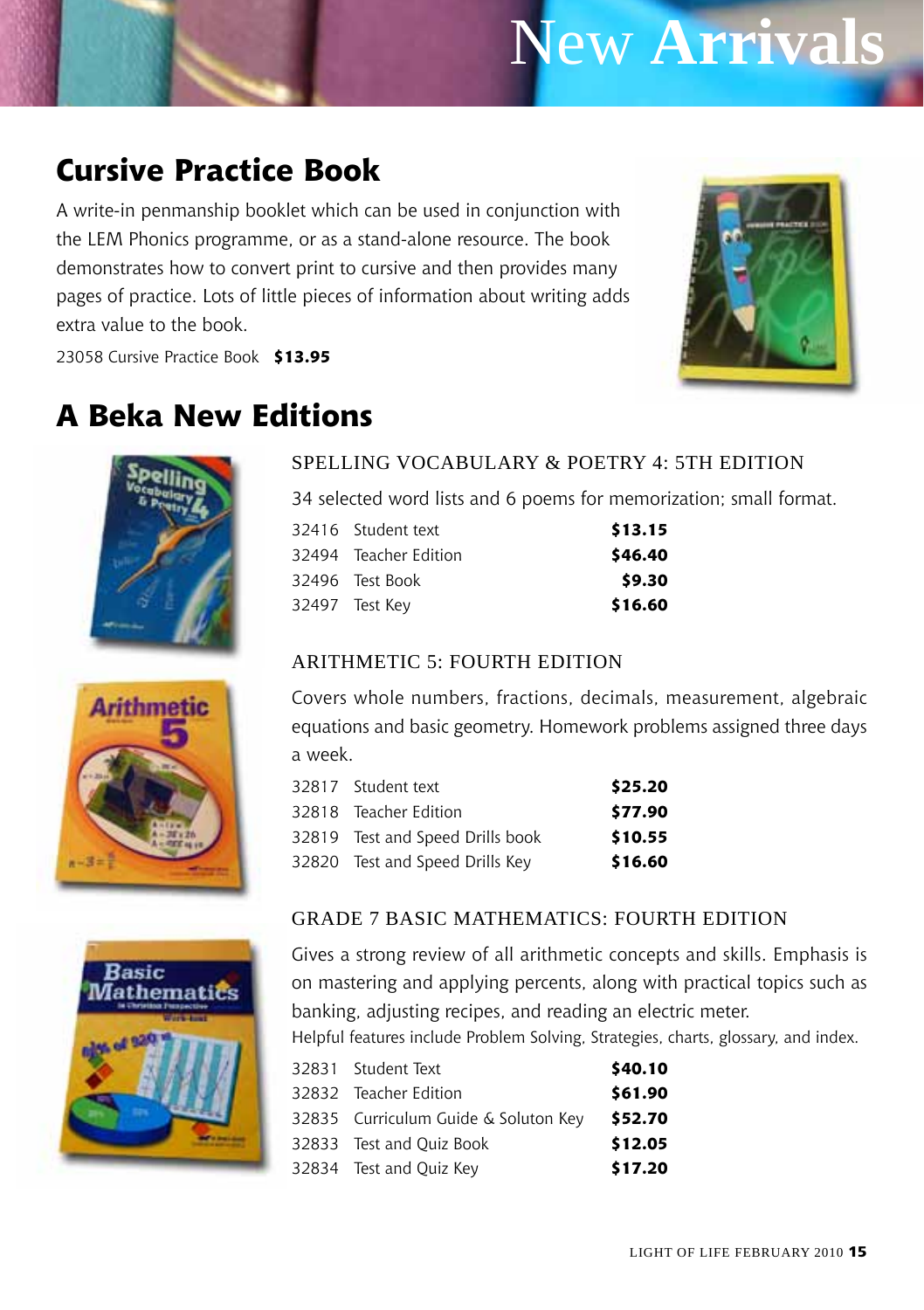# New Arrivals

## Cursive Practice Book

A write-in penmanship booklet which can be used in conjunction with the LEM Phonics programme, or as a stand-alone resource. The book demonstrates how to convert print to cursive and then provides many pages of practice. Lots of little pieces of information about writing adds extra value to the book.

23058 Cursive Practice Book **$13.95**

## A Beka New Editions

### SPELLING VOCABULARY & POETRY 4: 5TH EDITION

34 selected word lists and 6 poems for memorization; small format.

| | | |
|---|---|---|
| 32416 | Student text | **$13.15** |
| 32494 | Teacher Edition | **$46.40** |
| 32496 | Test Book | **$9.30** |
| 32497 | Test Key | **$16.60** |

### ARITHMETIC 5: FOURTH EDITION

Covers whole numbers, fractions, decimals, measurement, algebraic equations and basic geometry. Homework problems assigned three days a week.

| | | |
|---|---|---|
| 32817 | Student text | **$25.20** |
| 32818 | Teacher Edition | **$77.90** |
| 32819 | Test and Speed Drills book | **$10.55** |
| 32820 | Test and Speed Drills Key | **$16.60** |

### GRADE 7 BASIC MATHEMATICS: FOURTH EDITION

Gives a strong review of all arithmetic concepts and skills. Emphasis is on mastering and applying percents, along with practical topics such as banking, adjusting recipes, and reading an electric meter.

Helpful features include Problem Solving, Strategies, charts, glossary, and index.

| | | |
|---|---|---|
| 32831 | Student Text | **$40.10** |
| 32832 | Teacher Edition | **$61.90** |
| 32835 | Curriculum Guide & Soluton Key | **$52.70** |
| 32833 | Test and Quiz Book | **$12.05** |
| 32834 | Test and Quiz Key | **$17.20** |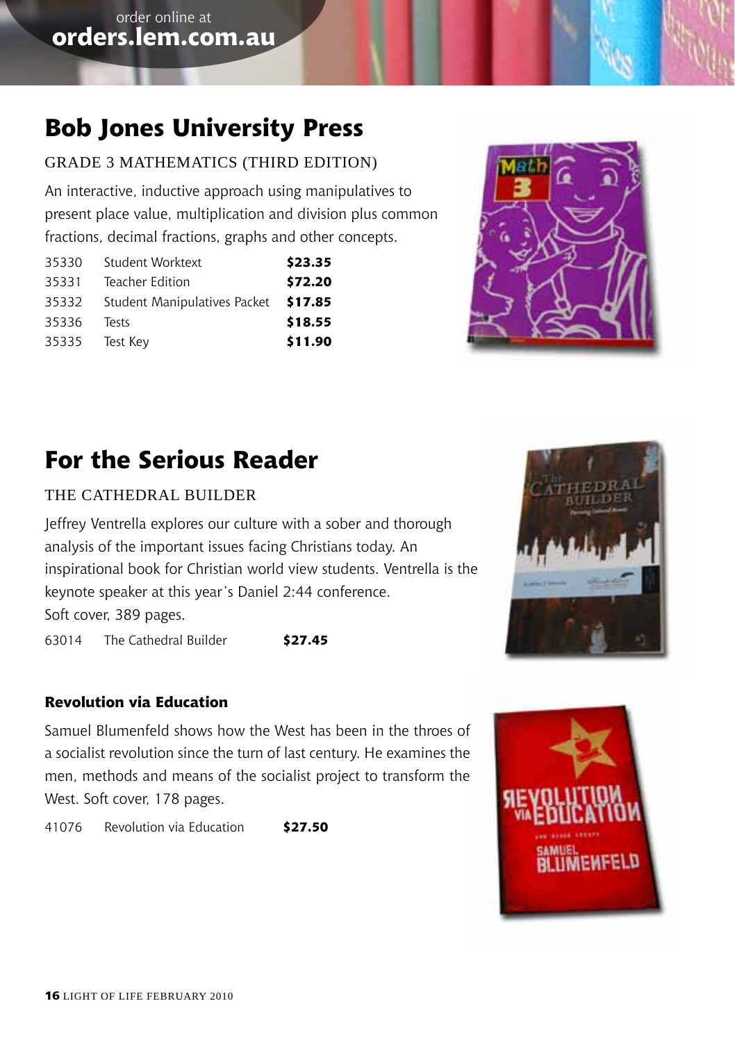order online at
**orders.lem.com.au**

## Bob Jones University Press

### GRADE 3 MATHEMATICS (THIRD EDITION)

An interactive, inductive approach using manipulatives to present place value, multiplication and division plus common fractions, decimal fractions, graphs and other concepts.

| | | |
|---|---|---|
| 35330 | Student Worktext | **$23.35** |
| 35331 | Teacher Edition | **$72.20** |
| 35332 | Student Manipulatives Packet | **$17.85** |
| 35336 | Tests | **$18.55** |
| 35335 | Test Key | **$11.90** |

## For the Serious Reader

### THE CATHEDRAL BUILDER

Jeffrey Ventrella explores our culture with a sober and thorough analysis of the important issues facing Christians today. An inspirational book for Christian world view students. Ventrella is the keynote speaker at this year's Daniel 2:44 conference.
Soft cover, 389 pages.

| | | |
|---|---|---|
| 63014 | The Cathedral Builder | **$27.45** |

### Revolution via Education

Samuel Blumenfeld shows how the West has been in the throes of a socialist revolution since the turn of last century. He examines the men, methods and means of the socialist project to transform the West. Soft cover, 178 pages.

| | | |
|---|---|---|
| 41076 | Revolution via Education | **$27.50** |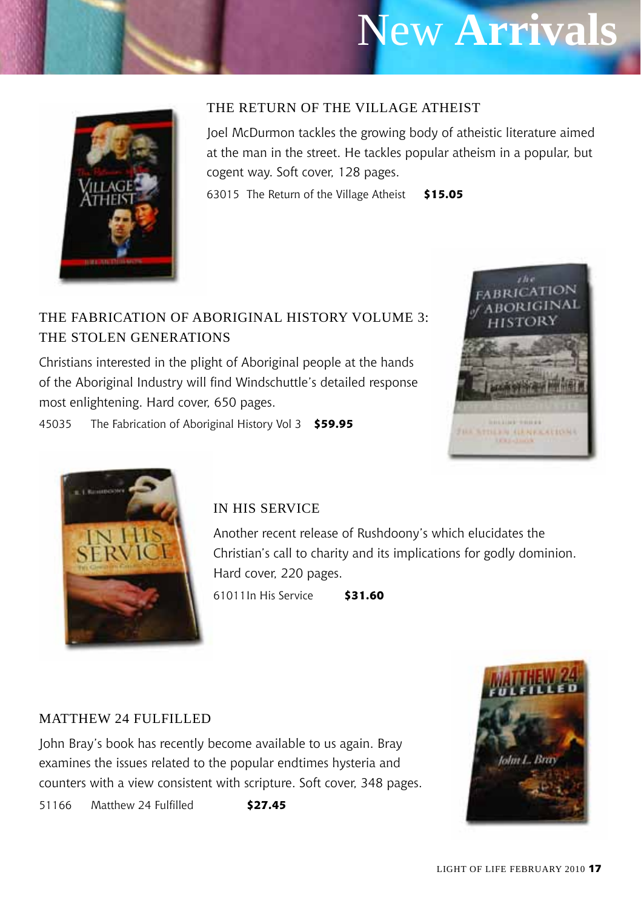# New Arrivals

## THE RETURN OF THE VILLAGE ATHEIST

Joel McDurmon tackles the growing body of atheistic literature aimed at the man in the street. He tackles popular atheism in a popular, but cogent way. Soft cover, 128 pages.

63015 The Return of the Village Atheist **$15.05**

## THE FABRICATION OF ABORIGINAL HISTORY VOLUME 3: THE STOLEN GENERATIONS

Christians interested in the plight of Aboriginal people at the hands of the Aboriginal Industry will find Windschuttle's detailed response most enlightening. Hard cover, 650 pages.

45035 The Fabrication of Aboriginal History Vol 3 **$59.95**

## IN HIS SERVICE

Another recent release of Rushdoony's which elucidates the Christian's call to charity and its implications for godly dominion. Hard cover, 220 pages.

61011 In His Service **$31.60**

## MATTHEW 24 FULFILLED

John Bray's book has recently become available to us again. Bray examines the issues related to the popular endtimes hysteria and counters with a view consistent with scripture. Soft cover, 348 pages.

51166 Matthew 24 Fulfilled **$27.45**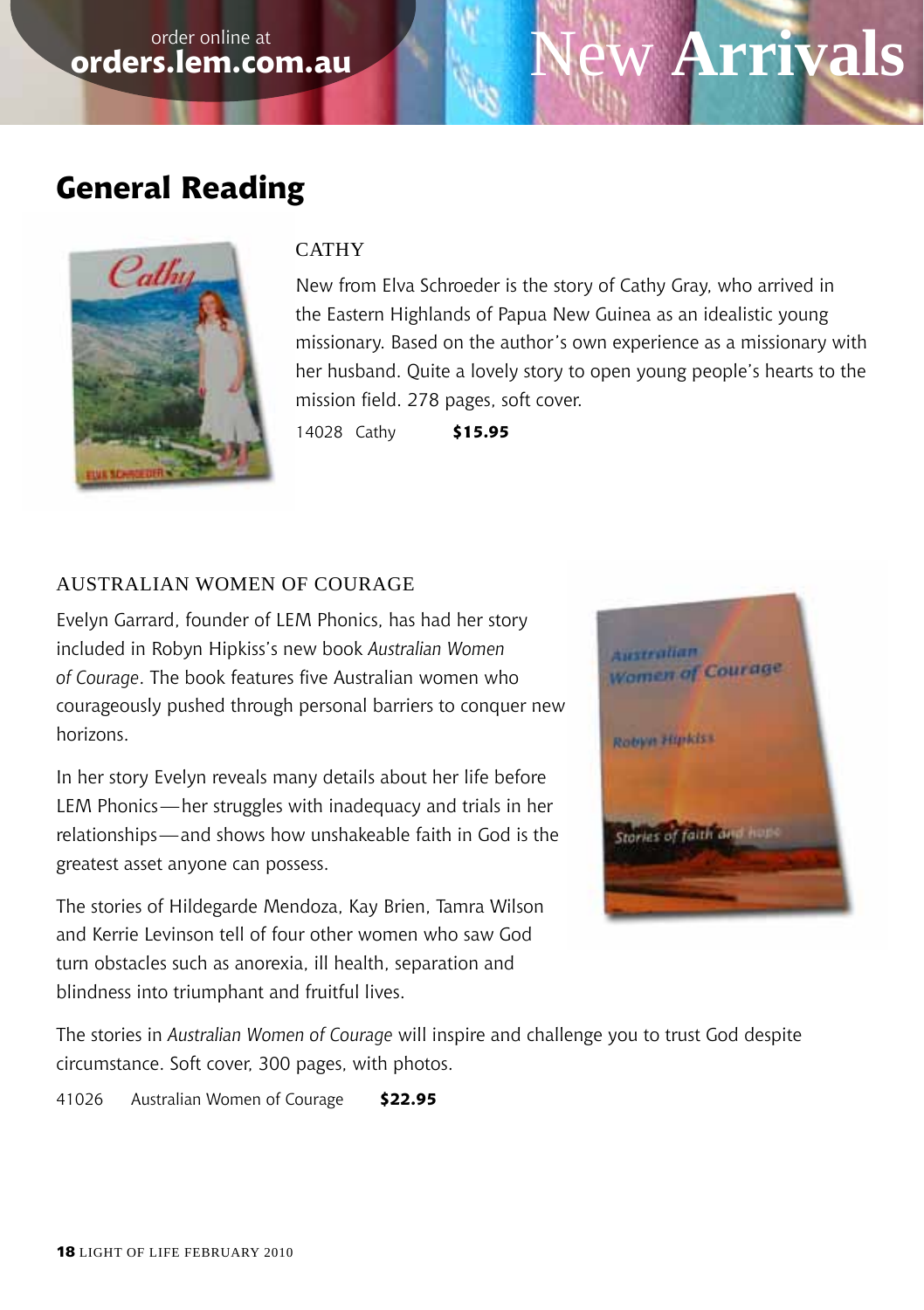order online at
**orders.lem.com.au**

# New Arrivals

## General Reading

### CATHY

New from Elva Schroeder is the story of Cathy Gray, who arrived in the Eastern Highlands of Papua New Guinea as an idealistic young missionary. Based on the author's own experience as a missionary with her husband. Quite a lovely story to open young people's hearts to the mission field. 278 pages, soft cover.

14028 Cathy **$15.95**

### AUSTRALIAN WOMEN OF COURAGE

Evelyn Garrard, founder of LEM Phonics, has had her story included in Robyn Hipkiss's new book *Australian Women of Courage*. The book features five Australian women who courageously pushed through personal barriers to conquer new horizons.

In her story Evelyn reveals many details about her life before LEM Phonics—her struggles with inadequacy and trials in her relationships—and shows how unshakeable faith in God is the greatest asset anyone can possess.

The stories of Hildegarde Mendoza, Kay Brien, Tamra Wilson and Kerrie Levinson tell of four other women who saw God turn obstacles such as anorexia, ill health, separation and blindness into triumphant and fruitful lives.

The stories in *Australian Women of Courage* will inspire and challenge you to trust God despite circumstance. Soft cover, 300 pages, with photos.

41026 Australian Women of Courage **$22.95**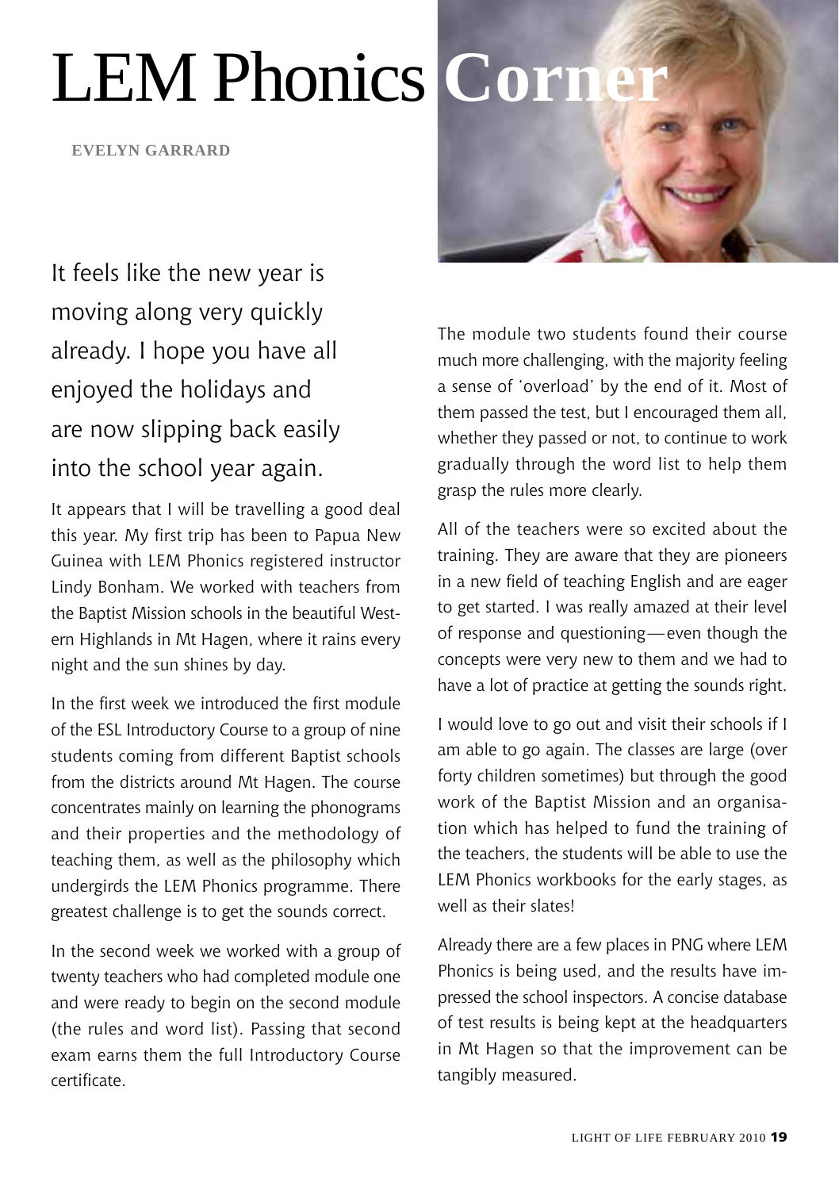# LEM Phonics Corner

**EVELYN GARRARD**

It feels like the new year is moving along very quickly already. I hope you have all enjoyed the holidays and are now slipping back easily into the school year again.

It appears that I will be travelling a good deal this year. My first trip has been to Papua New Guinea with LEM Phonics registered instructor Lindy Bonham. We worked with teachers from the Baptist Mission schools in the beautiful Western Highlands in Mt Hagen, where it rains every night and the sun shines by day.

In the first week we introduced the first module of the ESL Introductory Course to a group of nine students coming from different Baptist schools from the districts around Mt Hagen. The course concentrates mainly on learning the phonograms and their properties and the methodology of teaching them, as well as the philosophy which undergirds the LEM Phonics programme. There greatest challenge is to get the sounds correct.

In the second week we worked with a group of twenty teachers who had completed module one and were ready to begin on the second module (the rules and word list). Passing that second exam earns them the full Introductory Course certificate.

The module two students found their course much more challenging, with the majority feeling a sense of 'overload' by the end of it. Most of them passed the test, but I encouraged them all, whether they passed or not, to continue to work gradually through the word list to help them grasp the rules more clearly.

All of the teachers were so excited about the training. They are aware that they are pioneers in a new field of teaching English and are eager to get started. I was really amazed at their level of response and questioning—even though the concepts were very new to them and we had to have a lot of practice at getting the sounds right.

I would love to go out and visit their schools if I am able to go again. The classes are large (over forty children sometimes) but through the good work of the Baptist Mission and an organisation which has helped to fund the training of the teachers, the students will be able to use the LEM Phonics workbooks for the early stages, as well as their slates!

Already there are a few places in PNG where LEM Phonics is being used, and the results have impressed the school inspectors. A concise database of test results is being kept at the headquarters in Mt Hagen so that the improvement can be tangibly measured.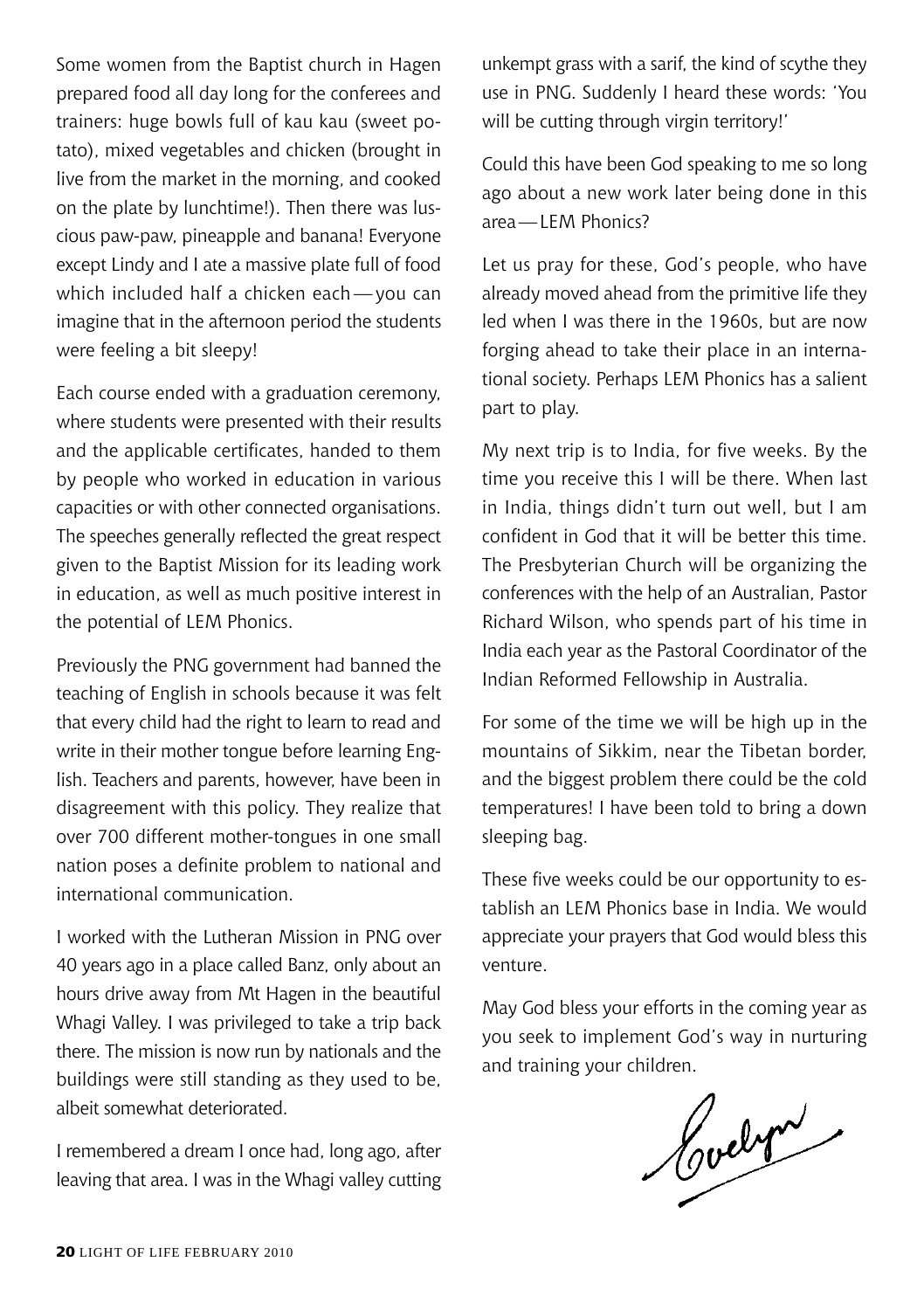Some women from the Baptist church in Hagen prepared food all day long for the conferees and trainers: huge bowls full of kau kau (sweet potato), mixed vegetables and chicken (brought in live from the market in the morning, and cooked on the plate by lunchtime!). Then there was luscious paw-paw, pineapple and banana! Everyone except Lindy and I ate a massive plate full of food which included half a chicken each — you can imagine that in the afternoon period the students were feeling a bit sleepy!

Each course ended with a graduation ceremony, where students were presented with their results and the applicable certificates, handed to them by people who worked in education in various capacities or with other connected organisations. The speeches generally reflected the great respect given to the Baptist Mission for its leading work in education, as well as much positive interest in the potential of LEM Phonics.

Previously the PNG government had banned the teaching of English in schools because it was felt that every child had the right to learn to read and write in their mother tongue before learning English. Teachers and parents, however, have been in disagreement with this policy. They realize that over 700 different mother-tongues in one small nation poses a definite problem to national and international communication.

I worked with the Lutheran Mission in PNG over 40 years ago in a place called Banz, only about an hours drive away from Mt Hagen in the beautiful Whagi Valley. I was privileged to take a trip back there. The mission is now run by nationals and the buildings were still standing as they used to be, albeit somewhat deteriorated.

I remembered a dream I once had, long ago, after leaving that area. I was in the Whagi valley cutting unkempt grass with a sarif, the kind of scythe they use in PNG. Suddenly I heard these words: 'You will be cutting through virgin territory!'

Could this have been God speaking to me so long ago about a new work later being done in this area — LEM Phonics?

Let us pray for these, God's people, who have already moved ahead from the primitive life they led when I was there in the 1960s, but are now forging ahead to take their place in an international society. Perhaps LEM Phonics has a salient part to play.

My next trip is to India, for five weeks. By the time you receive this I will be there. When last in India, things didn't turn out well, but I am confident in God that it will be better this time. The Presbyterian Church will be organizing the conferences with the help of an Australian, Pastor Richard Wilson, who spends part of his time in India each year as the Pastoral Coordinator of the Indian Reformed Fellowship in Australia.

For some of the time we will be high up in the mountains of Sikkim, near the Tibetan border, and the biggest problem there could be the cold temperatures! I have been told to bring a down sleeping bag.

These five weeks could be our opportunity to establish an LEM Phonics base in India. We would appreciate your prayers that God would bless this venture.

May God bless your efforts in the coming year as you seek to implement God's way in nurturing and training your children.

Evelyn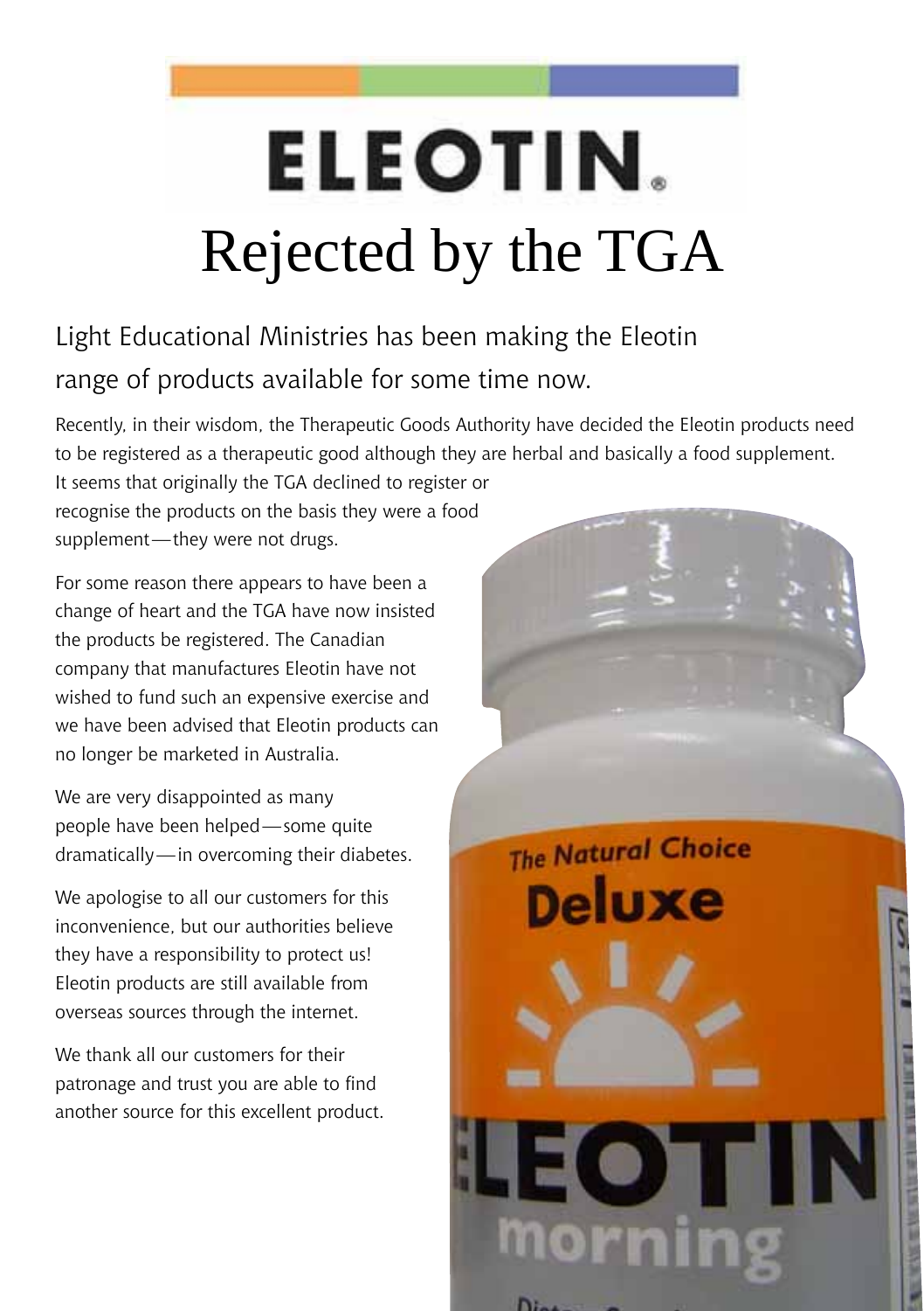# ELEOTIN.

# Rejected by the TGA

## Light Educational Ministries has been making the Eleotin range of products available for some time now.

Recently, in their wisdom, the Therapeutic Goods Authority have decided the Eleotin products need to be registered as a therapeutic good although they are herbal and basically a food supplement. It seems that originally the TGA declined to register or recognise the products on the basis they were a food supplement—they were not drugs.

For some reason there appears to have been a change of heart and the TGA have now insisted the products be registered. The Canadian company that manufactures Eleotin have not wished to fund such an expensive exercise and we have been advised that Eleotin products can no longer be marketed in Australia.

We are very disappointed as many people have been helped—some quite dramatically—in overcoming their diabetes.

We apologise to all our customers for this inconvenience, but our authorities believe they have a responsibility to protect us! Eleotin products are still available from overseas sources through the internet.

We thank all our customers for their patronage and trust you are able to find another source for this excellent product.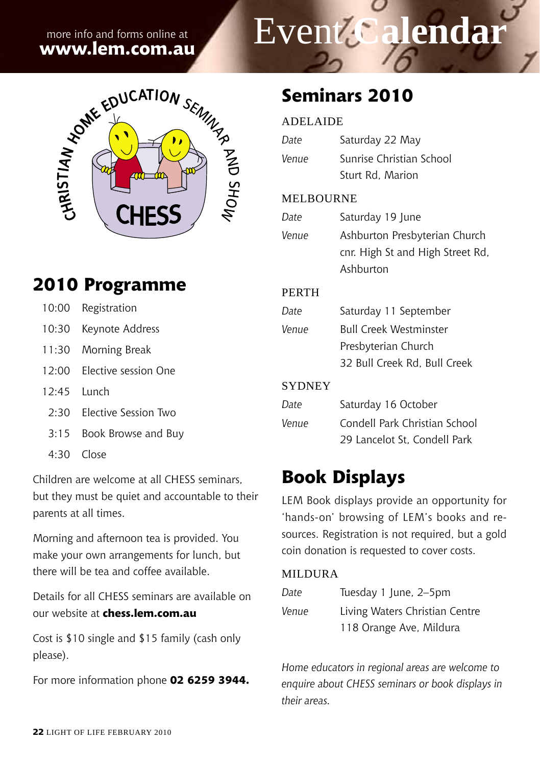more info and forms online at
**www.lem.com.au**

# Event Calendar

CHRISTIAN HOME EDUCATION SEMINAR AND SHOW

CHESS

## 2010 Programme

| | |
|---|---|
| 10:00 | Registration |
| 10:30 | Keynote Address |
| 11:30 | Morning Break |
| 12:00 | Elective session One |
| 12:45 | Lunch |
| 2:30 | Elective Session Two |
| 3:15 | Book Browse and Buy |
| 4:30 | Close |

Children are welcome at all CHESS seminars, but they must be quiet and accountable to their parents at all times.

Morning and afternoon tea is provided. You make your own arrangements for lunch, but there will be tea and coffee available.

Details for all CHESS seminars are available on our website at **chess.lem.com.au**

Cost is $10 single and $15 family (cash only please).

For more information phone **02 6259 3944.**

## Seminars 2010

### ADELAIDE

*Date* Saturday 22 May

*Venue* Sunrise Christian School
Sturt Rd, Marion

### MELBOURNE

*Date* Saturday 19 June

*Venue* Ashburton Presbyterian Church
cnr. High St and High Street Rd, Ashburton

### PERTH

*Date* Saturday 11 September

*Venue* Bull Creek Westminster Presbyterian Church
32 Bull Creek Rd, Bull Creek

### SYDNEY

*Date* Saturday 16 October

*Venue* Condell Park Christian School
29 Lancelot St, Condell Park

## Book Displays

LEM Book displays provide an opportunity for 'hands-on' browsing of LEM's books and resources. Registration is not required, but a gold coin donation is requested to cover costs.

### MILDURA

*Date* Tuesday 1 June, 2–5pm

*Venue* Living Waters Christian Centre
118 Orange Ave, Mildura

*Home educators in regional areas are welcome to enquire about CHESS seminars or book displays in their areas.*